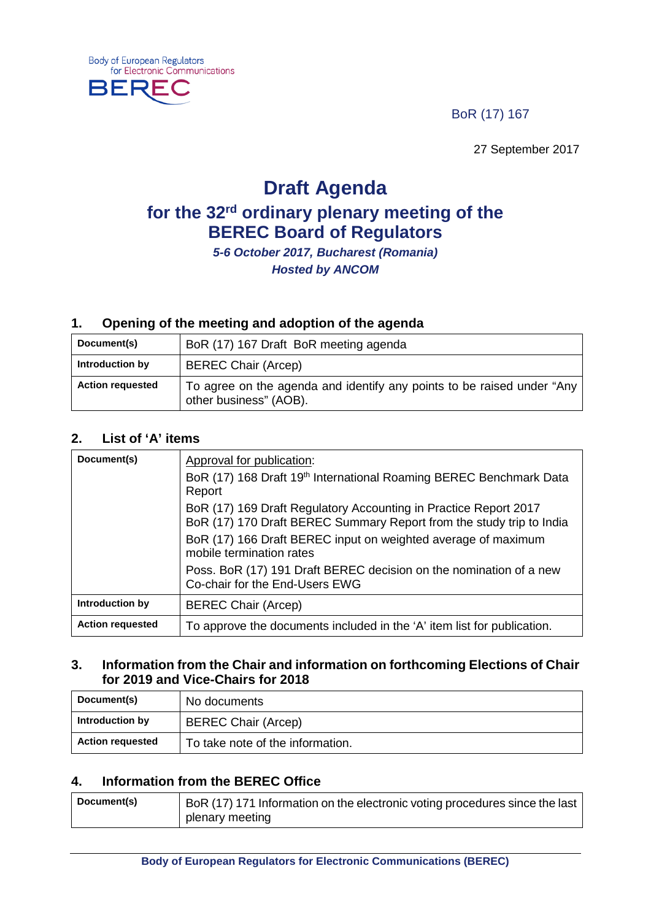Body of European Regulators for Electronic Communications

BEREC

BoR (17) 167

27 September 2017

# Draft Agenda

## for the 32[rd] ordinary plenary meeting of the BEREC Board of Regulators

***5-6 October 2017, Bucharest (Romania)***

***Hosted by ANCOM***

### 1. Opening of the meeting and adoption of the agenda

| **Document(s)** | BoR (17) 167 Draft BoR meeting agenda |
|---|---|
| **Introduction by** | BEREC Chair (Arcep) |
| **Action requested** | To agree on the agenda and identify any points to be raised under "Any other business" (AOB). |

### 2. List of 'A' items

| **Document(s)** | Approval for publication:<br>BoR (17) 168 Draft 19[th] International Roaming BEREC Benchmark Data Report<br>BoR (17) 169 Draft Regulatory Accounting in Practice Report 2017<br>BoR (17) 170 Draft BEREC Summary Report from the study trip to India<br>BoR (17) 166 Draft BEREC input on weighted average of maximum mobile termination rates<br>Poss. BoR (17) 191 Draft BEREC decision on the nomination of a new Co-chair for the End-Users EWG |
|---|---|
| **Introduction by** | BEREC Chair (Arcep) |
| **Action requested** | To approve the documents included in the 'A' item list for publication. |

### 3. Information from the Chair and information on forthcoming Elections of Chair for 2019 and Vice-Chairs for 2018

| **Document(s)** | No documents |
|---|---|
| **Introduction by** | BEREC Chair (Arcep) |
| **Action requested** | To take note of the information. |

### 4. Information from the BEREC Office

| **Document(s)** | BoR (17) 171 Information on the electronic voting procedures since the last plenary meeting |
|---|---|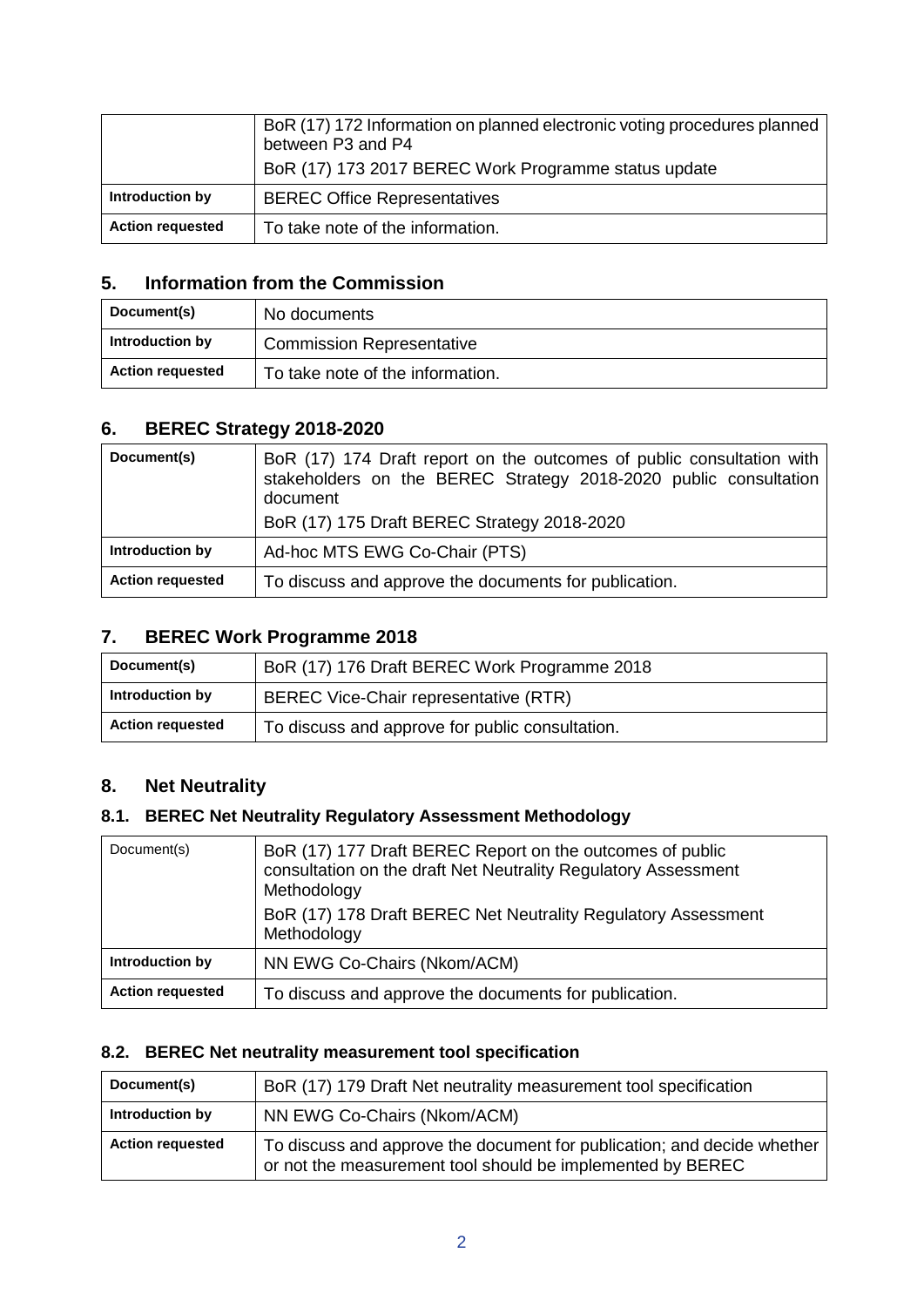| | |
|---|---|
| | BoR (17) 172 Information on planned electronic voting procedures planned between P3 and P4<br>BoR (17) 173 2017 BEREC Work Programme status update |
| **Introduction by** | BEREC Office Representatives |
| **Action requested** | To take note of the information. |

## 5. Information from the Commission

| | |
|---|---|
| **Document(s)** | No documents |
| **Introduction by** | Commission Representative |
| **Action requested** | To take note of the information. |

## 6. BEREC Strategy 2018-2020

| | |
|---|---|
| **Document(s)** | BoR (17) 174 Draft report on the outcomes of public consultation with stakeholders on the BEREC Strategy 2018-2020 public consultation document<br>BoR (17) 175 Draft BEREC Strategy 2018-2020 |
| **Introduction by** | Ad-hoc MTS EWG Co-Chair (PTS) |
| **Action requested** | To discuss and approve the documents for publication. |

## 7. BEREC Work Programme 2018

| | |
|---|---|
| **Document(s)** | BoR (17) 176 Draft BEREC Work Programme 2018 |
| **Introduction by** | BEREC Vice-Chair representative (RTR) |
| **Action requested** | To discuss and approve for public consultation. |

## 8. Net Neutrality

### 8.1. BEREC Net Neutrality Regulatory Assessment Methodology

| | |
|---|---|
| Document(s) | BoR (17) 177 Draft BEREC Report on the outcomes of public consultation on the draft Net Neutrality Regulatory Assessment Methodology<br>BoR (17) 178 Draft BEREC Net Neutrality Regulatory Assessment Methodology |
| **Introduction by** | NN EWG Co-Chairs (Nkom/ACM) |
| **Action requested** | To discuss and approve the documents for publication. |

### 8.2. BEREC Net neutrality measurement tool specification

| | |
|---|---|
| **Document(s)** | BoR (17) 179 Draft Net neutrality measurement tool specification |
| **Introduction by** | NN EWG Co-Chairs (Nkom/ACM) |
| **Action requested** | To discuss and approve the document for publication; and decide whether or not the measurement tool should be implemented by BEREC |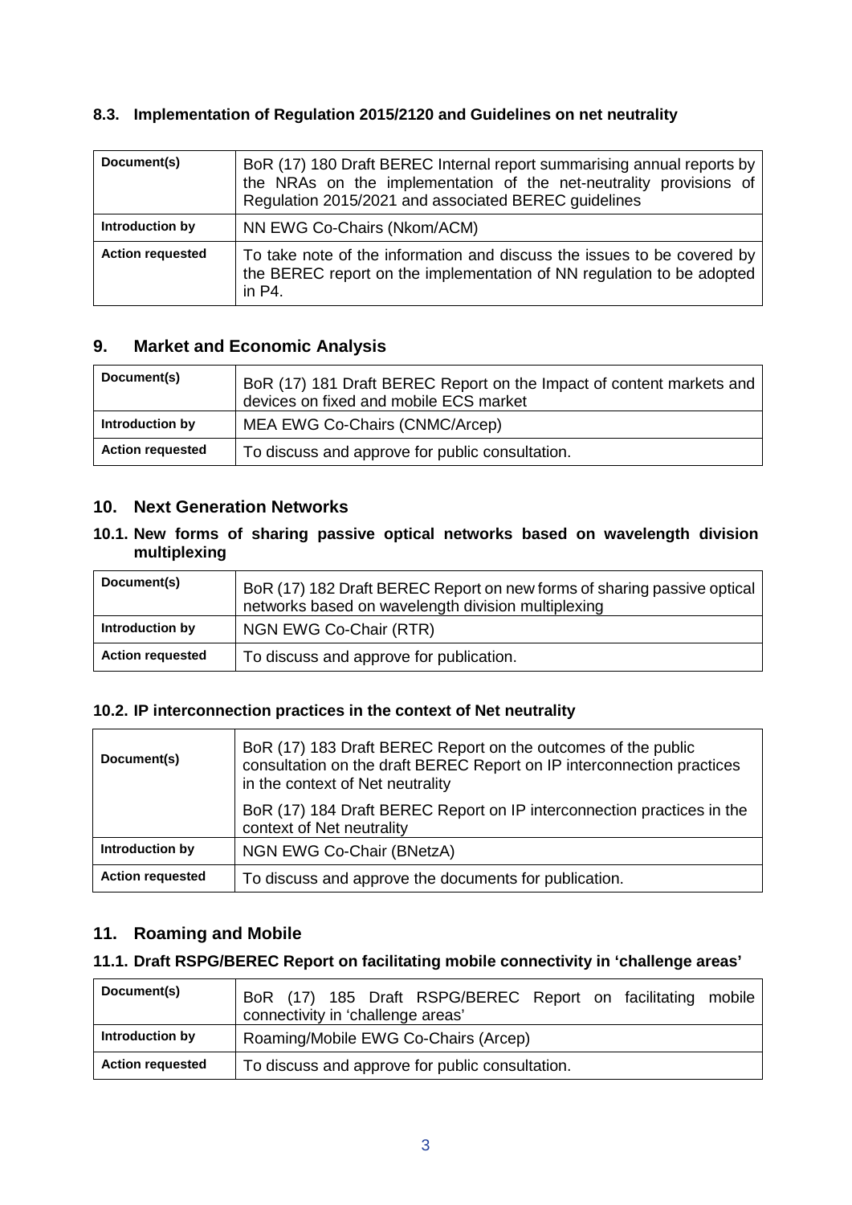### 8.3. Implementation of Regulation 2015/2120 and Guidelines on net neutrality

| Document(s) | BoR (17) 180 Draft BEREC Internal report summarising annual reports by the NRAs on the implementation of the net-neutrality provisions of Regulation 2015/2021 and associated BEREC guidelines |
|---|---|
| Introduction by | NN EWG Co-Chairs (Nkom/ACM) |
| Action requested | To take note of the information and discuss the issues to be covered by the BEREC report on the implementation of NN regulation to be adopted in P4. |

## 9. Market and Economic Analysis

| Document(s) | BoR (17) 181 Draft BEREC Report on the Impact of content markets and devices on fixed and mobile ECS market |
|---|---|
| Introduction by | MEA EWG Co-Chairs (CNMC/Arcep) |
| Action requested | To discuss and approve for public consultation. |

## 10. Next Generation Networks

### 10.1. New forms of sharing passive optical networks based on wavelength division multiplexing

| Document(s) | BoR (17) 182 Draft BEREC Report on new forms of sharing passive optical networks based on wavelength division multiplexing |
|---|---|
| Introduction by | NGN EWG Co-Chair (RTR) |
| Action requested | To discuss and approve for publication. |

### 10.2. IP interconnection practices in the context of Net neutrality

| Document(s) | BoR (17) 183 Draft BEREC Report on the outcomes of the public consultation on the draft BEREC Report on IP interconnection practices in the context of Net neutrality<br><br>BoR (17) 184 Draft BEREC Report on IP interconnection practices in the context of Net neutrality |
|---|---|
| Introduction by | NGN EWG Co-Chair (BNetzA) |
| Action requested | To discuss and approve the documents for publication. |

## 11. Roaming and Mobile

### 11.1. Draft RSPG/BEREC Report on facilitating mobile connectivity in 'challenge areas'

| Document(s) | BoR (17) 185 Draft RSPG/BEREC Report on facilitating mobile connectivity in 'challenge areas' |
|---|---|
| Introduction by | Roaming/Mobile EWG Co-Chairs (Arcep) |
| Action requested | To discuss and approve for public consultation. |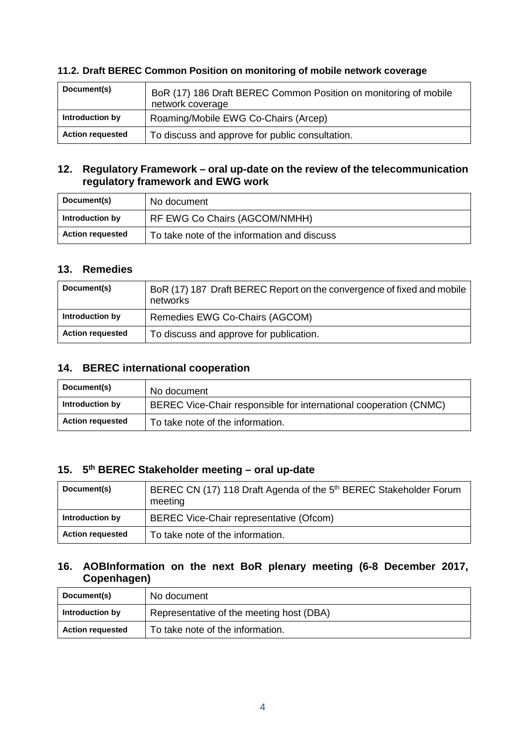### 11.2. Draft BEREC Common Position on monitoring of mobile network coverage

| | |
|---|---|
| **Document(s)** | BoR (17) 186 Draft BEREC Common Position on monitoring of mobile network coverage |
| **Introduction by** | Roaming/Mobile EWG Co-Chairs (Arcep) |
| **Action requested** | To discuss and approve for public consultation. |

## 12. Regulatory Framework – oral up-date on the review of the telecommunication regulatory framework and EWG work

| | |
|---|---|
| **Document(s)** | No document |
| **Introduction by** | RF EWG Co Chairs (AGCOM/NMHH) |
| **Action requested** | To take note of the information and discuss |

## 13. Remedies

| | |
|---|---|
| **Document(s)** | BoR (17) 187 Draft BEREC Report on the convergence of fixed and mobile networks |
| **Introduction by** | Remedies EWG Co-Chairs (AGCOM) |
| **Action requested** | To discuss and approve for publication. |

## 14. BEREC international cooperation

| | |
|---|---|
| **Document(s)** | No document |
| **Introduction by** | BEREC Vice-Chair responsible for international cooperation (CNMC) |
| **Action requested** | To take note of the information. |

## 15. 5th BEREC Stakeholder meeting – oral up-date

| | |
|---|---|
| **Document(s)** | BEREC CN (17) 118 Draft Agenda of the 5th BEREC Stakeholder Forum meeting |
| **Introduction by** | BEREC Vice-Chair representative (Ofcom) |
| **Action requested** | To take note of the information. |

## 16. AOBInformation on the next BoR plenary meeting (6-8 December 2017, Copenhagen)

| | |
|---|---|
| **Document(s)** | No document |
| **Introduction by** | Representative of the meeting host (DBA) |
| **Action requested** | To take note of the information. |